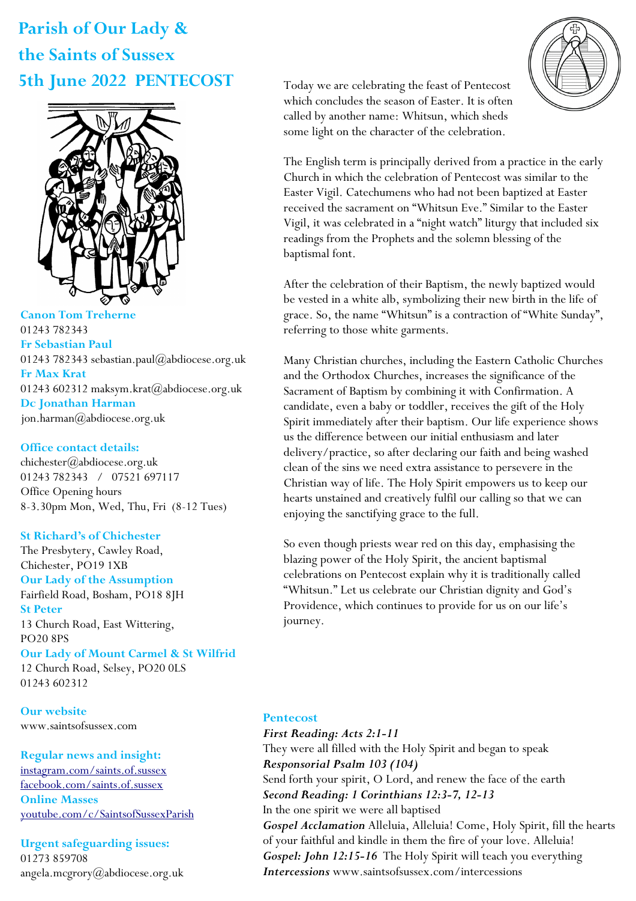# Parish of Our Lady & the Saints of Sussex

## 5th June 2022 PENTECOST

**Canon Tom Treherne**
01243 782343

**Fr Sebastian Paul**
01243 782343 sebastian.paul@abdiocese.org.uk

**Fr Max Krat**
01243 602312 maksym.krat@abdiocese.org.uk

**Dc Jonathan Harman**
jon.harman@abdiocese.org.uk

**Office contact details:**
chichester@abdiocese.org.uk
01243 782343 / 07521 697117
Office Opening hours
8-3.30pm Mon, Wed, Thu, Fri (8-12 Tues)

**St Richard's of Chichester**
The Presbytery, Cawley Road,
Chichester, PO19 1XB

**Our Lady of the Assumption**
Fairfield Road, Bosham, PO18 8JH

**St Peter**
13 Church Road, East Wittering,
PO20 8PS

**Our Lady of Mount Carmel & St Wilfrid**
12 Church Road, Selsey, PO20 0LS
01243 602312

**Our website**
www.saintsofsussex.com

**Regular news and insight:**
instagram.com/saints.of.sussex
facebook.com/saints.of.sussex

**Online Masses**
youtube.com/c/SaintsofSussexParish

**Urgent safeguarding issues:**
01273 859708
angela.mcgrory@abdiocese.org.uk

Today we are celebrating the feast of Pentecost which concludes the season of Easter. It is often called by another name: Whitsun, which sheds some light on the character of the celebration.

The English term is principally derived from a practice in the early Church in which the celebration of Pentecost was similar to the Easter Vigil. Catechumens who had not been baptized at Easter received the sacrament on "Whitsun Eve." Similar to the Easter Vigil, it was celebrated in a "night watch" liturgy that included six readings from the Prophets and the solemn blessing of the baptismal font.

After the celebration of their Baptism, the newly baptized would be vested in a white alb, symbolizing their new birth in the life of grace. So, the name "Whitsun" is a contraction of "White Sunday", referring to those white garments.

Many Christian churches, including the Eastern Catholic Churches and the Orthodox Churches, increases the significance of the Sacrament of Baptism by combining it with Confirmation. A candidate, even a baby or toddler, receives the gift of the Holy Spirit immediately after their baptism. Our life experience shows us the difference between our initial enthusiasm and later delivery/practice, so after declaring our faith and being washed clean of the sins we need extra assistance to persevere in the Christian way of life. The Holy Spirit empowers us to keep our hearts unstained and creatively fulfil our calling so that we can enjoying the sanctifying grace to the full.

So even though priests wear red on this day, emphasising the blazing power of the Holy Spirit, the ancient baptismal celebrations on Pentecost explain why it is traditionally called "Whitsun." Let us celebrate our Christian dignity and God's Providence, which continues to provide for us on our life's journey.

### Pentecost

***First Reading: Acts 2:1-11***
They were all filled with the Holy Spirit and began to speak

***Responsorial Psalm 103 (104)***
Send forth your spirit, O Lord, and renew the face of the earth

***Second Reading: 1 Corinthians 12:3-7, 12-13***
In the one spirit we were all baptised

***Gospel Acclamation*** Alleluia, Alleluia! Come, Holy Spirit, fill the hearts of your faithful and kindle in them the fire of your love. Alleluia!

***Gospel: John 12:15-16*** The Holy Spirit will teach you everything

***Intercessions*** www.saintsofsussex.com/intercessions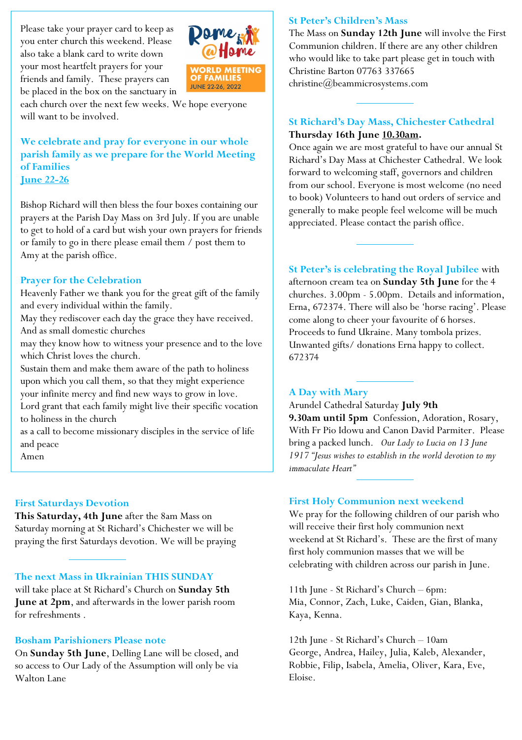Please take your prayer card to keep as you enter church this weekend. Please also take a blank card to write down your most heartfelt prayers for your friends and family. These prayers can be placed in the box on the sanctuary in each church over the next few weeks. We hope everyone will want to be involved.

Rome @Home
WORLD MEETING OF FAMILIES
JUNE 22-26, 2022

## We celebrate and pray for everyone in our whole parish family as we prepare for the World Meeting of Families June 22-26

Bishop Richard will then bless the four boxes containing our prayers at the Parish Day Mass on 3rd July. If you are unable to get to hold of a card but wish your own prayers for friends or family to go in there please email them / post them to Amy at the parish office.

## Prayer for the Celebration

Heavenly Father we thank you for the great gift of the family and every individual within the family.
May they rediscover each day the grace they have received.
And as small domestic churches
may they know how to witness your presence and to the love which Christ loves the church.
Sustain them and make them aware of the path to holiness upon which you call them, so that they might experience your infinite mercy and find new ways to grow in love.
Lord grant that each family might live their specific vocation to holiness in the church
as a call to become missionary disciples in the service of life and peace
Amen

## First Saturdays Devotion

**This Saturday, 4th June** after the 8am Mass on Saturday morning at St Richard's Chichester we will be praying the first Saturdays devotion. We will be praying

## The next Mass in Ukrainian THIS SUNDAY

will take place at St Richard's Church on **Sunday 5th June at 2pm**, and afterwards in the lower parish room for refreshments .

## Bosham Parishioners Please note

On **Sunday 5th June**, Delling Lane will be closed, and so access to Our Lady of the Assumption will only be via Walton Lane

## St Peter's Children's Mass

The Mass on **Sunday 12th June** will involve the First Communion children. If there are any other children who would like to take part please get in touch with Christine Barton 07763 337665 christine@beammicrosystems.com

## St Richard's Day Mass, Chichester Cathedral

**Thursday 16th June 10.30am.**

Once again we are most grateful to have our annual St Richard's Day Mass at Chichester Cathedral. We look forward to welcoming staff, governors and children from our school. Everyone is most welcome (no need to book) Volunteers to hand out orders of service and generally to make people feel welcome will be much appreciated. Please contact the parish office.

## St Peter's is celebrating the Royal Jubilee with

afternoon cream tea on **Sunday 5th June** for the 4 churches. 3.00pm - 5.00pm. Details and information, Erna, 672374. There will also be 'horse racing'. Please come along to cheer your favourite of 6 horses. Proceeds to fund Ukraine. Many tombola prizes. Unwanted gifts/ donations Erna happy to collect. 672374

## A Day with Mary

Arundel Cathedral Saturday **July 9th**
**9.30am until 5pm** Confession, Adoration, Rosary, With Fr Pio Idowu and Canon David Parmiter. Please bring a packed lunch. *Our Lady to Lucia on 13 June 1917 "Jesus wishes to establish in the world devotion to my immaculate Heart"*

## First Holy Communion next weekend

We pray for the following children of our parish who will receive their first holy communion next weekend at St Richard's. These are the first of many first holy communion masses that we will be celebrating with children across our parish in June.

11th June - St Richard's Church – 6pm:
Mia, Connor, Zach, Luke, Caiden, Gian, Blanka, Kaya, Kenna.

12th June - St Richard's Church – 10am
George, Andrea, Hailey, Julia, Kaleb, Alexander, Robbie, Filip, Isabela, Amelia, Oliver, Kara, Eve, Eloise.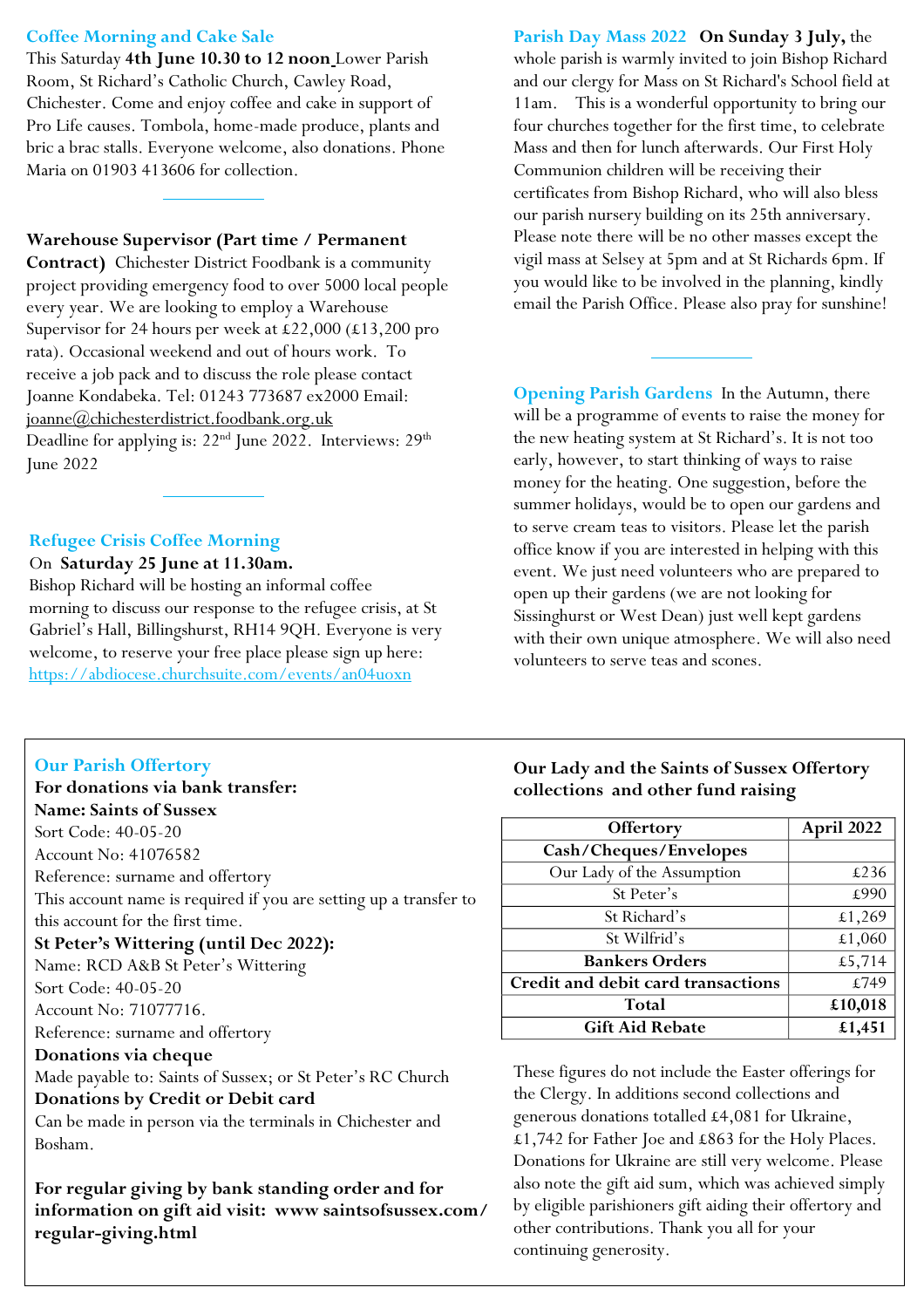## Coffee Morning and Cake Sale

This Saturday **4th June 10.30 to 12 noon** Lower Parish Room, St Richard's Catholic Church, Cawley Road, Chichester. Come and enjoy coffee and cake in support of Pro Life causes. Tombola, home-made produce, plants and bric a brac stalls. Everyone welcome, also donations. Phone Maria on 01903 413606 for collection.

---

**Warehouse Supervisor (Part time / Permanent Contract)** Chichester District Foodbank is a community project providing emergency food to over 5000 local people every year. We are looking to employ a Warehouse Supervisor for 24 hours per week at £22,000 (£13,200 pro rata). Occasional weekend and out of hours work. To receive a job pack and to discuss the role please contact Joanne Kondabeka. Tel: 01243 773687 ex2000 Email: joanne@chichesterdistrict.foodbank.org.uk
Deadline for applying is: 22nd June 2022. Interviews: 29th June 2022

---

## Refugee Crisis Coffee Morning

On **Saturday 25 June at 11.30am.**
Bishop Richard will be hosting an informal coffee morning to discuss our response to the refugee crisis, at St Gabriel's Hall, Billingshurst, RH14 9QH. Everyone is very welcome, to reserve your free place please sign up here: https://abdiocese.churchsuite.com/events/an04uoxn

## Parish Day Mass 2022

**On Sunday 3 July,** the whole parish is warmly invited to join Bishop Richard and our clergy for Mass on St Richard's School field at 11am. This is a wonderful opportunity to bring our four churches together for the first time, to celebrate Mass and then for lunch afterwards. Our First Holy Communion children will be receiving their certificates from Bishop Richard, who will also bless our parish nursery building on its 25th anniversary. Please note there will be no other masses except the vigil mass at Selsey at 5pm and at St Richards 6pm. If you would like to be involved in the planning, kindly email the Parish Office. Please also pray for sunshine!

---

## Opening Parish Gardens

In the Autumn, there will be a programme of events to raise the money for the new heating system at St Richard's. It is not too early, however, to start thinking of ways to raise money for the heating. One suggestion, before the summer holidays, would be to open our gardens and to serve cream teas to visitors. Please let the parish office know if you are interested in helping with this event. We just need volunteers who are prepared to open up their gardens (we are not looking for Sissinghurst or West Dean) just well kept gardens with their own unique atmosphere. We will also need volunteers to serve teas and scones.

## Our Parish Offertory

**For donations via bank transfer:**
**Name: Saints of Sussex**
Sort Code: 40-05-20
Account No: 41076582
Reference: surname and offertory
This account name is required if you are setting up a transfer to this account for the first time.
**St Peter's Wittering (until Dec 2022):**
Name: RCD A&B St Peter's Wittering
Sort Code: 40-05-20
Account No: 71077716.
Reference: surname and offertory
**Donations via cheque**
Made payable to: Saints of Sussex; or St Peter's RC Church
**Donations by Credit or Debit card**
Can be made in person via the terminals in Chichester and Bosham.

**For regular giving by bank standing order and for information on gift aid visit: www saintsofsussex.com/ regular-giving.html**

**Our Lady and the Saints of Sussex Offertory collections and other fund raising**

| Offertory | April 2022 |
|---|---|
| **Cash/Cheques/Envelopes** | |
| Our Lady of the Assumption | £236 |
| St Peter's | £990 |
| St Richard's | £1,269 |
| St Wilfrid's | £1,060 |
| **Bankers Orders** | £5,714 |
| **Credit and debit card transactions** | £749 |
| **Total** | **£10,018** |
| **Gift Aid Rebate** | **£1,451** |

These figures do not include the Easter offerings for the Clergy. In additions second collections and generous donations totalled £4,081 for Ukraine, £1,742 for Father Joe and £863 for the Holy Places. Donations for Ukraine are still very welcome. Please also note the gift aid sum, which was achieved simply by eligible parishioners gift aiding their offertory and other contributions. Thank you all for your continuing generosity.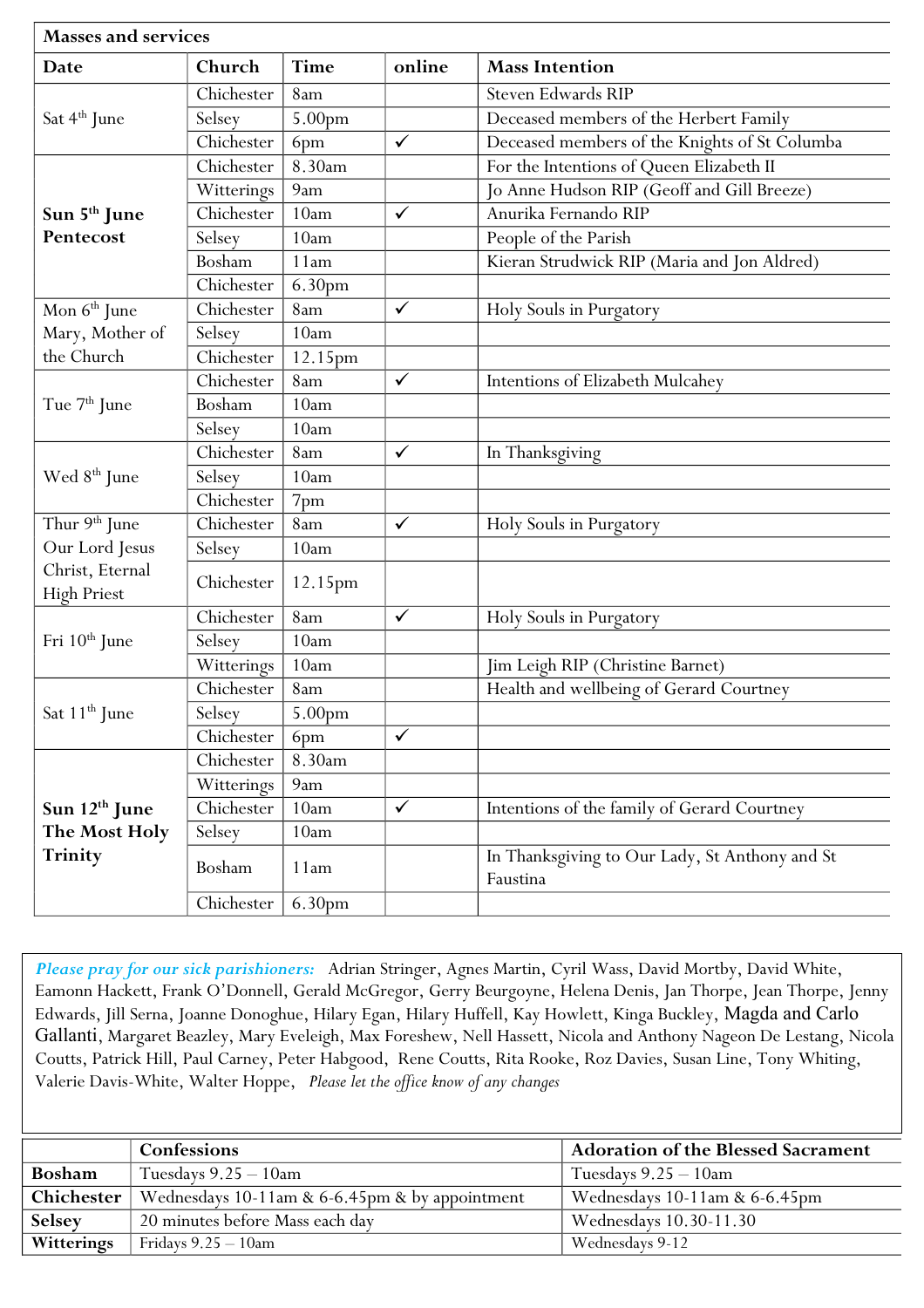**Masses and services**

| Date | Church | Time | online | Mass Intention |
|---|---|---|---|---|
| Sat 4th June | Chichester | 8am | | Steven Edwards RIP |
| | Selsey | 5.00pm | | Deceased members of the Herbert Family |
| | Chichester | 6pm | ✓ | Deceased members of the Knights of St Columba |
| **Sun 5th June Pentecost** | Chichester | 8.30am | | For the Intentions of Queen Elizabeth II |
| | Witterings | 9am | | Jo Anne Hudson RIP (Geoff and Gill Breeze) |
| | Chichester | 10am | ✓ | Anurika Fernando RIP |
| | Selsey | 10am | | People of the Parish |
| | Bosham | 11am | | Kieran Strudwick RIP (Maria and Jon Aldred) |
| | Chichester | 6.30pm | | |
| Mon 6th June Mary, Mother of the Church | Chichester | 8am | ✓ | Holy Souls in Purgatory |
| | Selsey | 10am | | |
| | Chichester | 12.15pm | | |
| Tue 7th June | Chichester | 8am | ✓ | Intentions of Elizabeth Mulcahey |
| | Bosham | 10am | | |
| | Selsey | 10am | | |
| Wed 8th June | Chichester | 8am | ✓ | In Thanksgiving |
| | Selsey | 10am | | |
| | Chichester | 7pm | | |
| Thur 9th June Our Lord Jesus Christ, Eternal High Priest | Chichester | 8am | ✓ | Holy Souls in Purgatory |
| | Selsey | 10am | | |
| | Chichester | 12.15pm | | |
| Fri 10th June | Chichester | 8am | ✓ | Holy Souls in Purgatory |
| | Selsey | 10am | | |
| | Witterings | 10am | | Jim Leigh RIP (Christine Barnet) |
| Sat 11th June | Chichester | 8am | | Health and wellbeing of Gerard Courtney |
| | Selsey | 5.00pm | | |
| | Chichester | 6pm | ✓ | |
| **Sun 12th June The Most Holy Trinity** | Chichester | 8.30am | | |
| | Witterings | 9am | | |
| | Chichester | 10am | ✓ | Intentions of the family of Gerard Courtney |
| | Selsey | 10am | | |
| | Bosham | 11am | | In Thanksgiving to Our Lady, St Anthony and St Faustina |
| | Chichester | 6.30pm | | |

***Please pray for our sick parishioners:*** Adrian Stringer, Agnes Martin, Cyril Wass, David Mortby, David White, Eamonn Hackett, Frank O'Donnell, Gerald McGregor, Gerry Beurgoyne, Helena Denis, Jan Thorpe, Jean Thorpe, Jenny Edwards, Jill Serna, Joanne Donoghue, Hilary Egan, Hilary Huffell, Kay Howlett, Kinga Buckley, Magda and Carlo Gallanti, Margaret Beazley, Mary Eveleigh, Max Foreshew, Nell Hassett, Nicola and Anthony Nageon De Lestang, Nicola Coutts, Patrick Hill, Paul Carney, Peter Habgood, Rene Coutts, Rita Rooke, Roz Davies, Susan Line, Tony Whiting, Valerie Davis-White, Walter Hoppe, *Please let the office know of any changes*

| | Confessions | Adoration of the Blessed Sacrament |
|---|---|---|
| **Bosham** | Tuesdays 9.25 – 10am | Tuesdays 9.25 – 10am |
| **Chichester** | Wednesdays 10-11am & 6-6.45pm & by appointment | Wednesdays 10-11am & 6-6.45pm |
| **Selsey** | 20 minutes before Mass each day | Wednesdays 10.30-11.30 |
| **Witterings** | Fridays 9.25 – 10am | Wednesdays 9-12 |